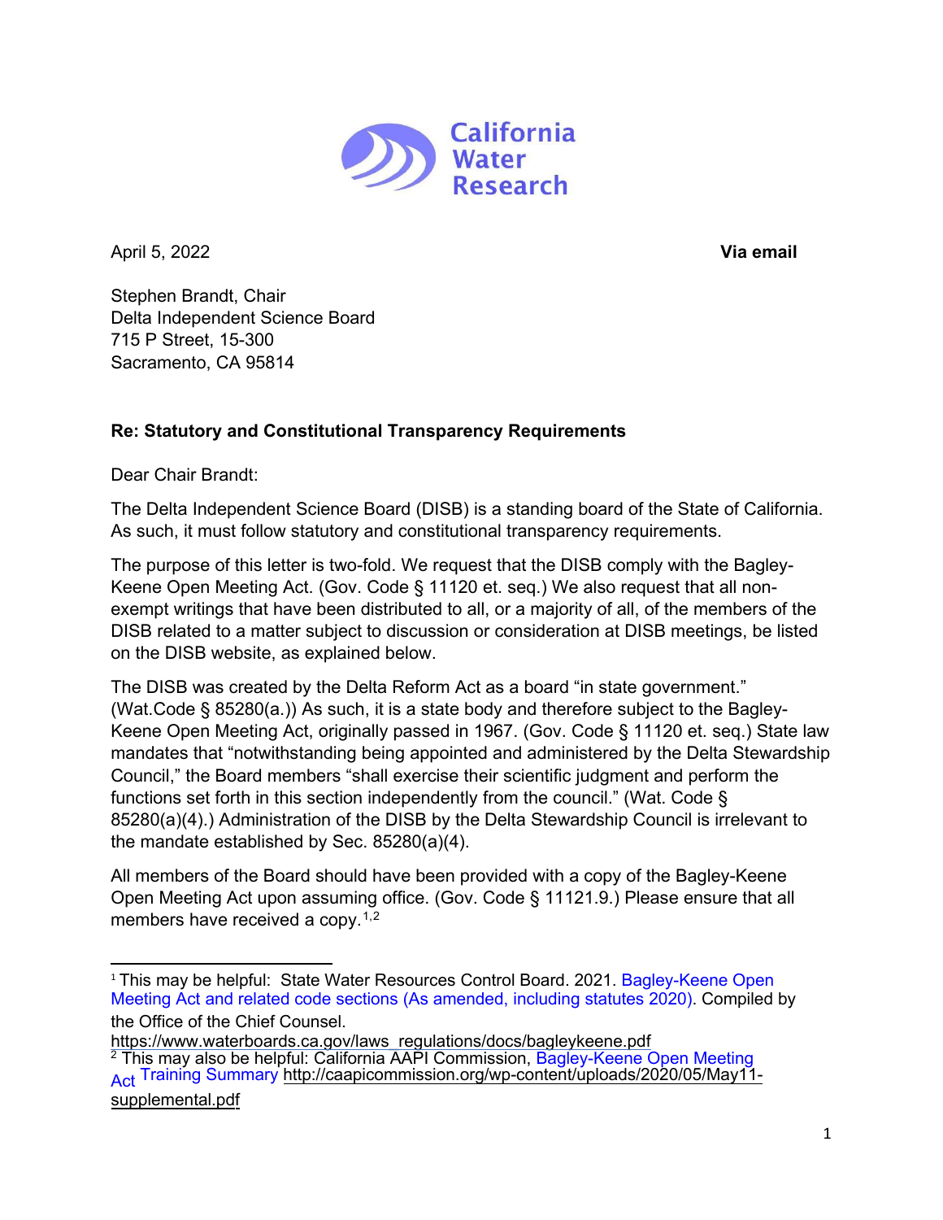California Water Research

April 5, 2022 **Via email**

Stephen Brandt, Chair
Delta Independent Science Board
715 P Street, 15-300
Sacramento, CA 95814

**Re: Statutory and Constitutional Transparency Requirements**

Dear Chair Brandt:

The Delta Independent Science Board (DISB) is a standing board of the State of California. As such, it must follow statutory and constitutional transparency requirements.

The purpose of this letter is two-fold. We request that the DISB comply with the Bagley-Keene Open Meeting Act. (Gov. Code § 11120 et. seq.) We also request that all non-exempt writings that have been distributed to all, or a majority of all, of the members of the DISB related to a matter subject to discussion or consideration at DISB meetings, be listed on the DISB website, as explained below.

The DISB was created by the Delta Reform Act as a board "in state government." (Wat.Code § 85280(a).) As such, it is a state body and therefore subject to the Bagley-Keene Open Meeting Act, originally passed in 1967. (Gov. Code § 11120 et. seq.) State law mandates that "notwithstanding being appointed and administered by the Delta Stewardship Council," the Board members "shall exercise their scientific judgment and perform the functions set forth in this section independently from the council." (Wat. Code § 85280(a)(4).) Administration of the DISB by the Delta Stewardship Council is irrelevant to the mandate established by Sec. 85280(a)(4).

All members of the Board should have been provided with a copy of the Bagley-Keene Open Meeting Act upon assuming office. (Gov. Code § 11121.9.) Please ensure that all members have received a copy.[1,2]

---

[1] This may be helpful: State Water Resources Control Board. 2021. Bagley-Keene Open Meeting Act and related code sections (As amended, including statutes 2020). Compiled by the Office of the Chief Counsel. https://www.waterboards.ca.gov/laws_regulations/docs/bagleykeene.pdf

[2] This may also be helpful: California AAPI Commission, Bagley-Keene Open Meeting Act Training Summary http://caapicommission.org/wp-content/uploads/2020/05/May11-supplemental.pdf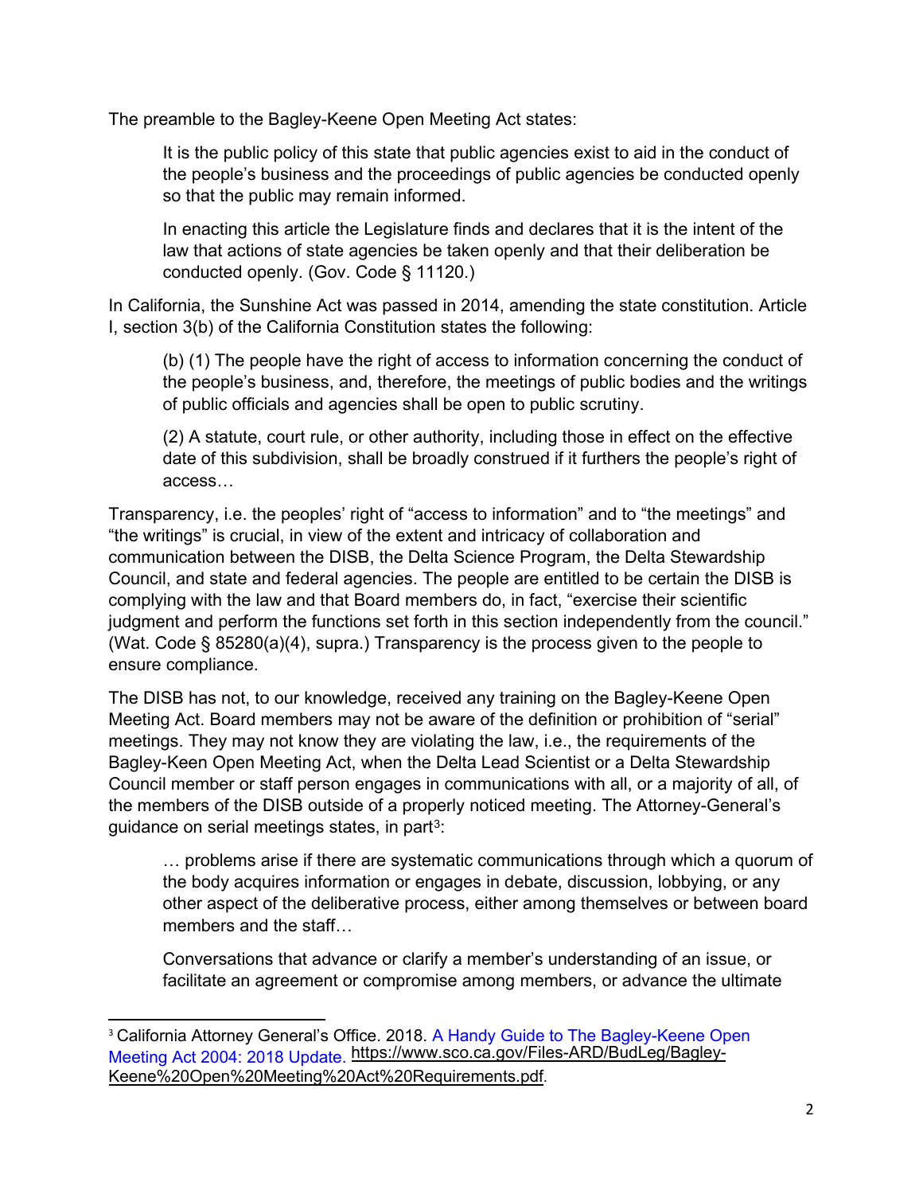The preamble to the Bagley-Keene Open Meeting Act states:

> It is the public policy of this state that public agencies exist to aid in the conduct of the people's business and the proceedings of public agencies be conducted openly so that the public may remain informed.
>
> In enacting this article the Legislature finds and declares that it is the intent of the law that actions of state agencies be taken openly and that their deliberation be conducted openly. (Gov. Code § 11120.)

In California, the Sunshine Act was passed in 2014, amending the state constitution. Article I, section 3(b) of the California Constitution states the following:

> (b) (1) The people have the right of access to information concerning the conduct of the people's business, and, therefore, the meetings of public bodies and the writings of public officials and agencies shall be open to public scrutiny.
>
> (2) A statute, court rule, or other authority, including those in effect on the effective date of this subdivision, shall be broadly construed if it furthers the people's right of access…

Transparency, i.e. the peoples' right of "access to information" and to "the meetings" and "the writings" is crucial, in view of the extent and intricacy of collaboration and communication between the DISB, the Delta Science Program, the Delta Stewardship Council, and state and federal agencies. The people are entitled to be certain the DISB is complying with the law and that Board members do, in fact, "exercise their scientific judgment and perform the functions set forth in this section independently from the council." (Wat. Code § 85280(a)(4), supra.) Transparency is the process given to the people to ensure compliance.

The DISB has not, to our knowledge, received any training on the Bagley-Keene Open Meeting Act. Board members may not be aware of the definition or prohibition of "serial" meetings. They may not know they are violating the law, i.e., the requirements of the Bagley-Keen Open Meeting Act, when the Delta Lead Scientist or a Delta Stewardship Council member or staff person engages in communications with all, or a majority of all, of the members of the DISB outside of a properly noticed meeting. The Attorney-General's guidance on serial meetings states, in part[3]:

> … problems arise if there are systematic communications through which a quorum of the body acquires information or engages in debate, discussion, lobbying, or any other aspect of the deliberative process, either among themselves or between board members and the staff…
>
> Conversations that advance or clarify a member's understanding of an issue, or facilitate an agreement or compromise among members, or advance the ultimate

[3] California Attorney General's Office. 2018. A Handy Guide to The Bagley-Keene Open Meeting Act 2004: 2018 Update. https://www.sco.ca.gov/Files-ARD/BudLeg/Bagley-Keene%20Open%20Meeting%20Act%20Requirements.pdf.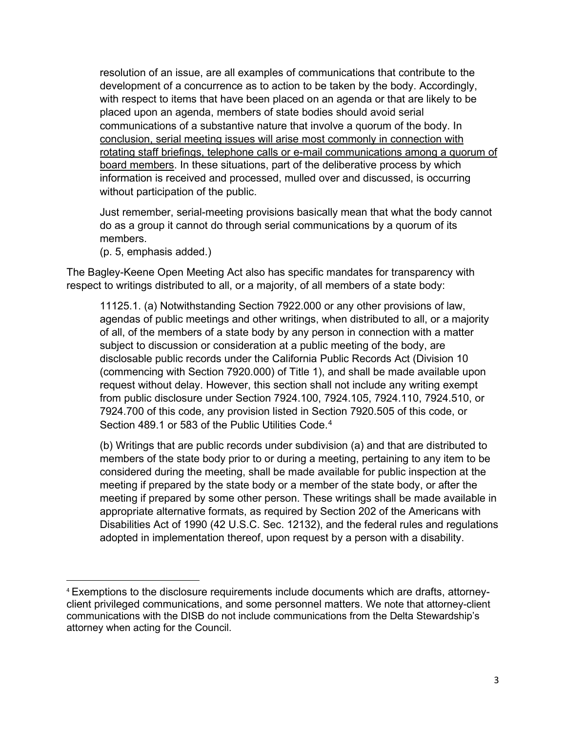> resolution of an issue, are all examples of communications that contribute to the development of a concurrence as to action to be taken by the body. Accordingly, with respect to items that have been placed on an agenda or that are likely to be placed upon an agenda, members of state bodies should avoid serial communications of a substantive nature that involve a quorum of the body. In <u>conclusion, serial meeting issues will arise most commonly in connection with rotating staff briefings, telephone calls or e-mail communications among a quorum of board members</u>. In these situations, part of the deliberative process by which information is received and processed, mulled over and discussed, is occurring without participation of the public.
>
> Just remember, serial-meeting provisions basically mean that what the body cannot do as a group it cannot do through serial communications by a quorum of its members.
> (p. 5, emphasis added.)

The Bagley-Keene Open Meeting Act also has specific mandates for transparency with respect to writings distributed to all, or a majority, of all members of a state body:

> 11125.1. (a) Notwithstanding Section 7922.000 or any other provisions of law, agendas of public meetings and other writings, when distributed to all, or a majority of all, of the members of a state body by any person in connection with a matter subject to discussion or consideration at a public meeting of the body, are disclosable public records under the California Public Records Act (Division 10 (commencing with Section 7920.000) of Title 1), and shall be made available upon request without delay. However, this section shall not include any writing exempt from public disclosure under Section 7924.100, 7924.105, 7924.110, 7924.510, or 7924.700 of this code, any provision listed in Section 7920.505 of this code, or Section 489.1 or 583 of the Public Utilities Code.[4]
>
> (b) Writings that are public records under subdivision (a) and that are distributed to members of the state body prior to or during a meeting, pertaining to any item to be considered during the meeting, shall be made available for public inspection at the meeting if prepared by the state body or a member of the state body, or after the meeting if prepared by some other person. These writings shall be made available in appropriate alternative formats, as required by Section 202 of the Americans with Disabilities Act of 1990 (42 U.S.C. Sec. 12132), and the federal rules and regulations adopted in implementation thereof, upon request by a person with a disability.

---

[4] Exemptions to the disclosure requirements include documents which are drafts, attorney-client privileged communications, and some personnel matters. We note that attorney-client communications with the DISB do not include communications from the Delta Stewardship's attorney when acting for the Council.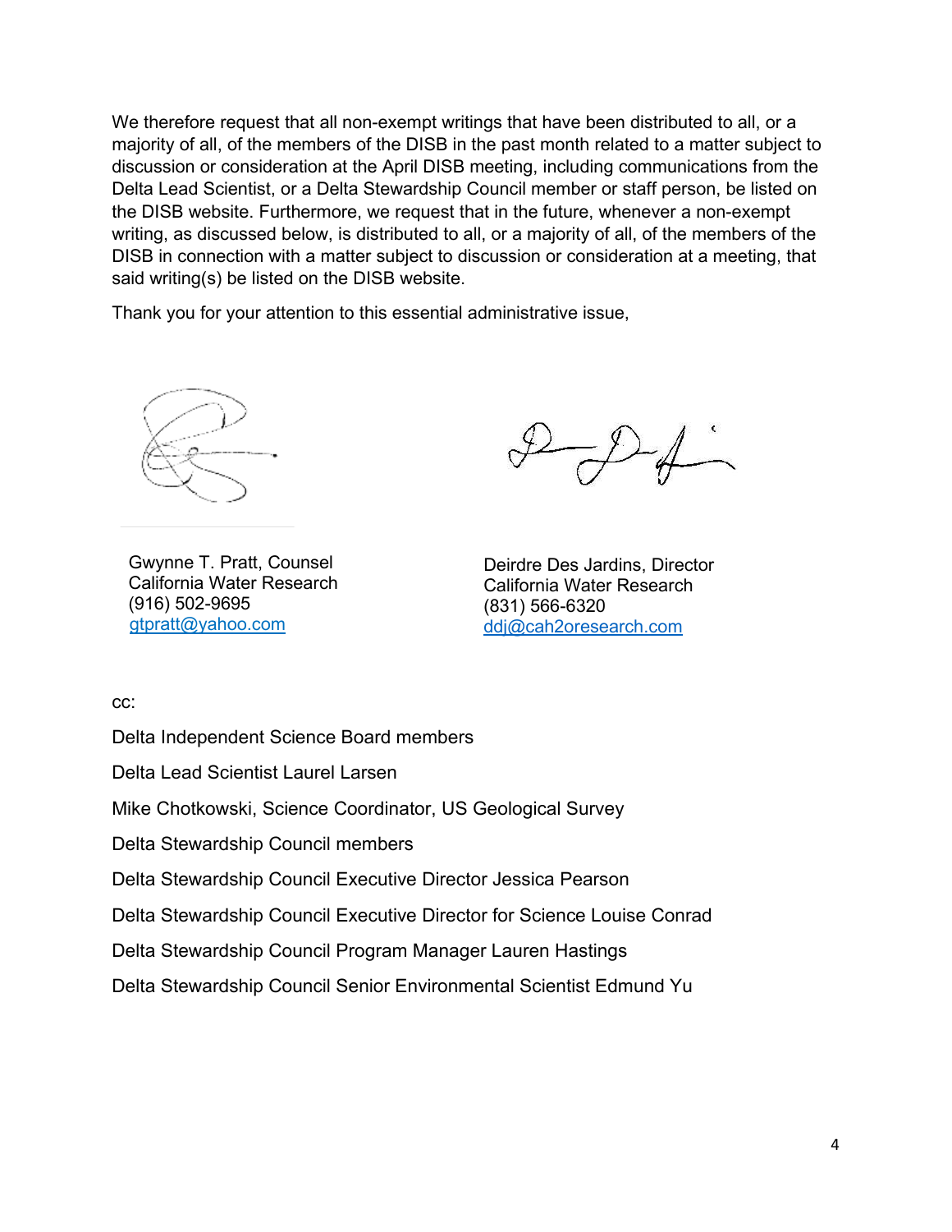We therefore request that all non-exempt writings that have been distributed to all, or a majority of all, of the members of the DISB in the past month related to a matter subject to discussion or consideration at the April DISB meeting, including communications from the Delta Lead Scientist, or a Delta Stewardship Council member or staff person, be listed on the DISB website. Furthermore, we request that in the future, whenever a non-exempt writing, as discussed below, is distributed to all, or a majority of all, of the members of the DISB in connection with a matter subject to discussion or consideration at a meeting, that said writing(s) be listed on the DISB website.

Thank you for your attention to this essential administrative issue,

Gwynne T. Pratt, Counsel
California Water Research
(916) 502-9695
gtpratt@yahoo.com

Deirdre Des Jardins, Director
California Water Research
(831) 566-6320
ddj@cah2oresearch.com

cc:

Delta Independent Science Board members

Delta Lead Scientist Laurel Larsen

Mike Chotkowski, Science Coordinator, US Geological Survey

Delta Stewardship Council members

Delta Stewardship Council Executive Director Jessica Pearson

Delta Stewardship Council Executive Director for Science Louise Conrad

Delta Stewardship Council Program Manager Lauren Hastings

Delta Stewardship Council Senior Environmental Scientist Edmund Yu